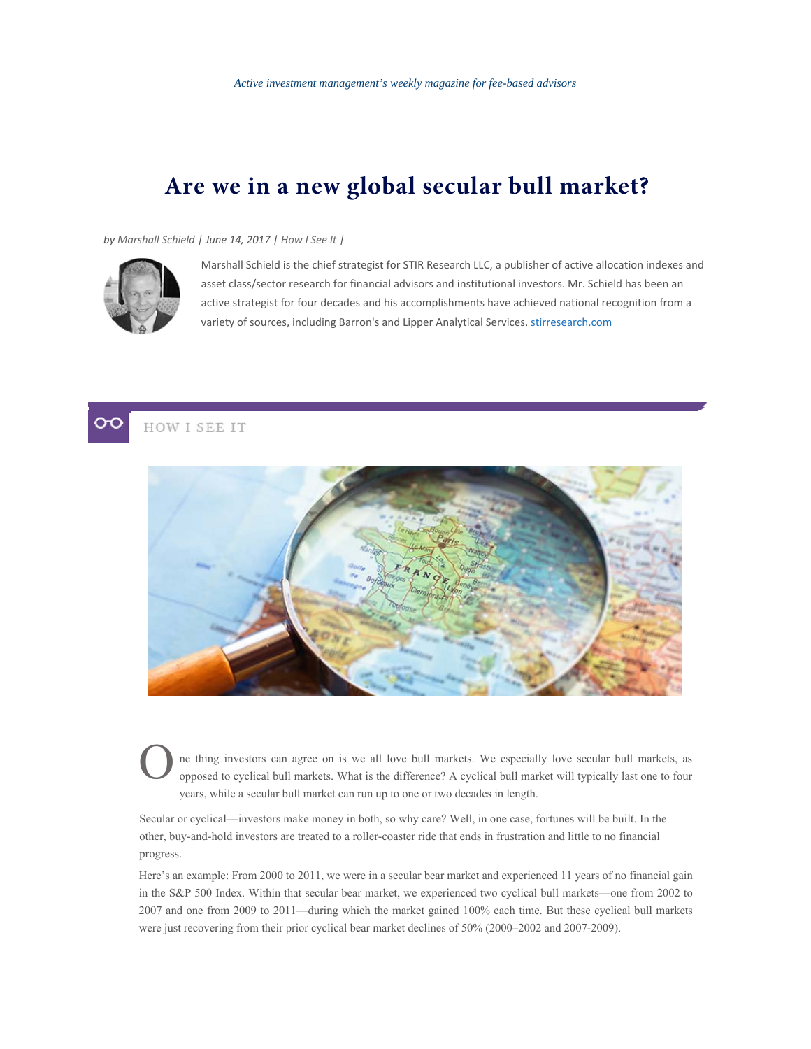*Active investment management's weekly magazine for fee-based advisors*

# Are we in a new global secular bull market?

*by Marshall Schield | June 14, 2017 | How I See It |*

Marshall Schield is the chief strategist for STIR Research LLC, a publisher of active allocation indexes and asset class/sector research for financial advisors and institutional investors. Mr. Schield has been an active strategist for four decades and his accomplishments have achieved national recognition from a variety of sources, including Barron's and Lipper Analytical Services. stirresearch.com

HOW I SEE IT

One thing investors can agree on is we all love bull markets. We especially love secular bull markets, as opposed to cyclical bull markets. What is the difference? A cyclical bull market will typically last one to four years, while a secular bull market can run up to one or two decades in length.

Secular or cyclical—investors make money in both, so why care? Well, in one case, fortunes will be built. In the other, buy-and-hold investors are treated to a roller-coaster ride that ends in frustration and little to no financial progress.

Here's an example: From 2000 to 2011, we were in a secular bear market and experienced 11 years of no financial gain in the S&P 500 Index. Within that secular bear market, we experienced two cyclical bull markets—one from 2002 to 2007 and one from 2009 to 2011—during which the market gained 100% each time. But these cyclical bull markets were just recovering from their prior cyclical bear market declines of 50% (2000–2002 and 2007-2009).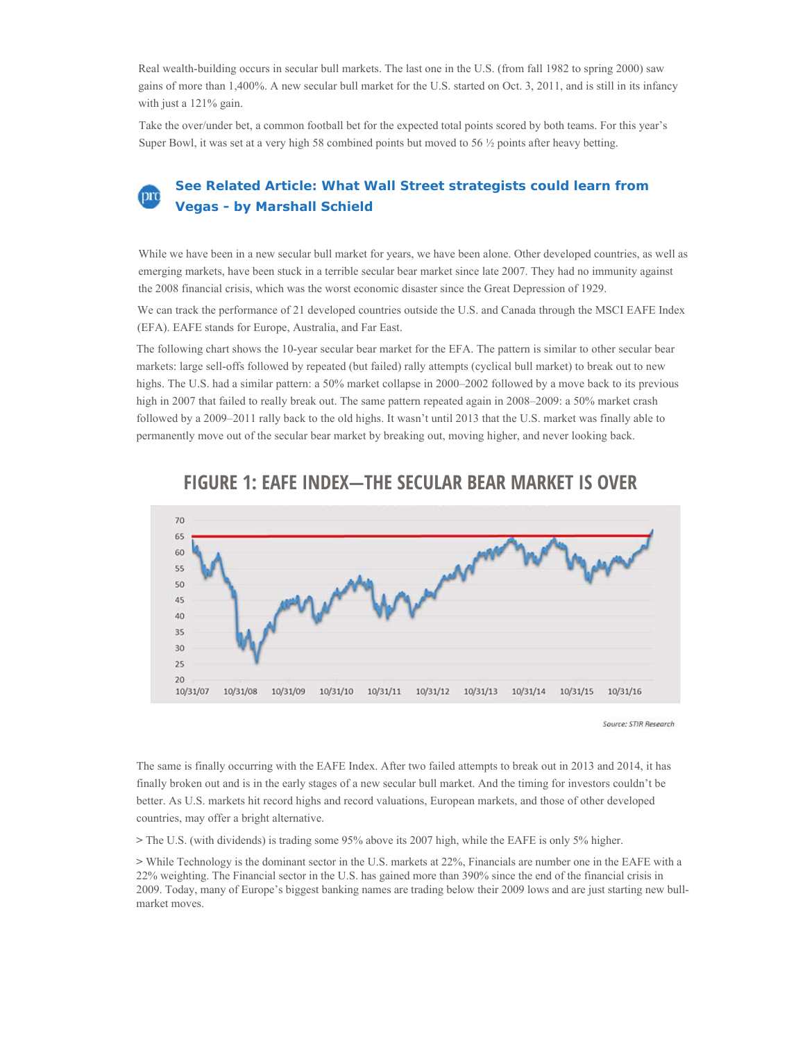Real wealth-building occurs in secular bull markets. The last one in the U.S. (from fall 1982 to spring 2000) saw gains of more than 1,400%. A new secular bull market for the U.S. started on Oct. 3, 2011, and is still in its infancy with just a 121% gain.

Take the over/under bet, a common football bet for the expected total points scored by both teams. For this year's Super Bowl, it was set at a very high 58 combined points but moved to 56 ½ points after heavy betting.

**See Related Article: What Wall Street strategists could learn from Vegas - by Marshall Schield**

While we have been in a new secular bull market for years, we have been alone. Other developed countries, as well as emerging markets, have been stuck in a terrible secular bear market since late 2007. They had no immunity against the 2008 financial crisis, which was the worst economic disaster since the Great Depression of 1929.

We can track the performance of 21 developed countries outside the U.S. and Canada through the MSCI EAFE Index (EFA). EAFE stands for Europe, Australia, and Far East.

The following chart shows the 10-year secular bear market for the EFA. The pattern is similar to other secular bear markets: large sell-offs followed by repeated (but failed) rally attempts (cyclical bull market) to break out to new highs. The U.S. had a similar pattern: a 50% market collapse in 2000–2002 followed by a move back to its previous high in 2007 that failed to really break out. The same pattern repeated again in 2008–2009: a 50% market crash followed by a 2009–2011 rally back to the old highs. It wasn't until 2013 that the U.S. market was finally able to permanently move out of the secular bear market by breaking out, moving higher, and never looking back.

## FIGURE 1: EAFE INDEX—THE SECULAR BEAR MARKET IS OVER

Source: STIR Research

The same is finally occurring with the EAFE Index. After two failed attempts to break out in 2013 and 2014, it has finally broken out and is in the early stages of a new secular bull market. And the timing for investors couldn't be better. As U.S. markets hit record highs and record valuations, European markets, and those of other developed countries, may offer a bright alternative.

> The U.S. (with dividends) is trading some 95% above its 2007 high, while the EAFE is only 5% higher.

> While Technology is the dominant sector in the U.S. markets at 22%, Financials are number one in the EAFE with a 22% weighting. The Financial sector in the U.S. has gained more than 390% since the end of the financial crisis in 2009. Today, many of Europe's biggest banking names are trading below their 2009 lows and are just starting new bull-market moves.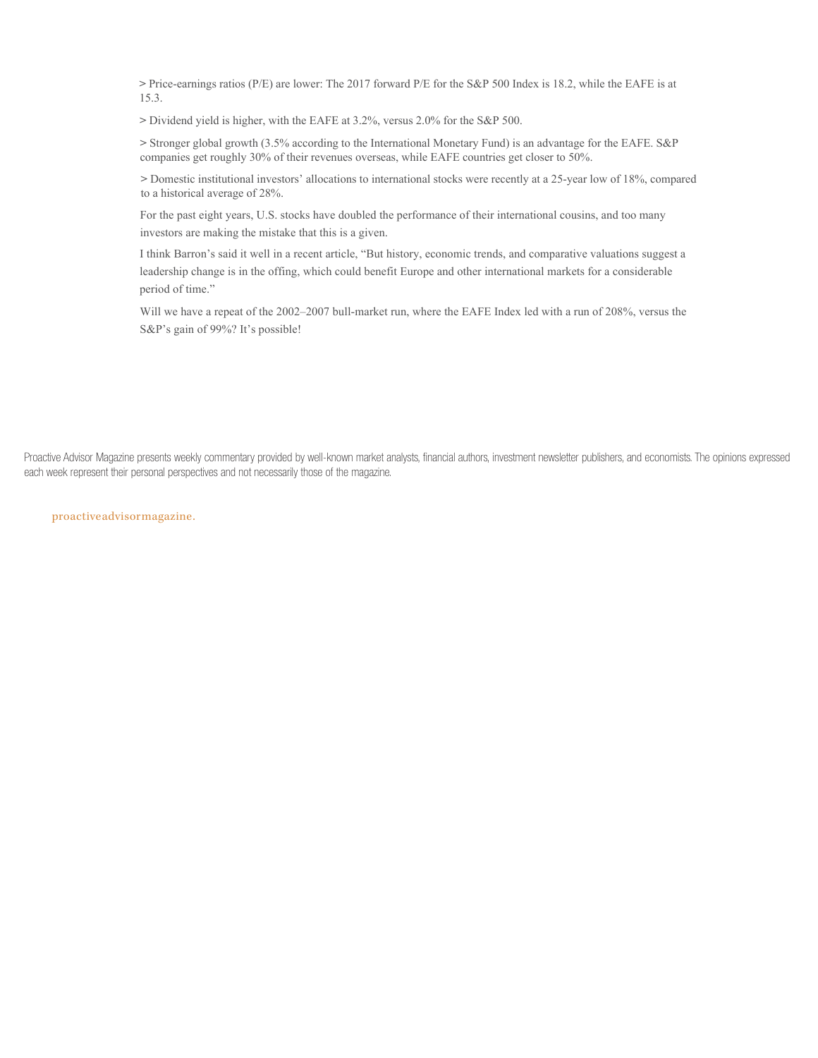> Price-earnings ratios (P/E) are lower: The 2017 forward P/E for the S&P 500 Index is 18.2, while the EAFE is at 15.3.

> Dividend yield is higher, with the EAFE at 3.2%, versus 2.0% for the S&P 500.

> Stronger global growth (3.5% according to the International Monetary Fund) is an advantage for the EAFE. S&P companies get roughly 30% of their revenues overseas, while EAFE countries get closer to 50%.

> Domestic institutional investors' allocations to international stocks were recently at a 25-year low of 18%, compared to a historical average of 28%.

For the past eight years, U.S. stocks have doubled the performance of their international cousins, and too many investors are making the mistake that this is a given.

I think Barron's said it well in a recent article, "But history, economic trends, and comparative valuations suggest a leadership change is in the offing, which could benefit Europe and other international markets for a considerable period of time."

Will we have a repeat of the 2002–2007 bull-market run, where the EAFE Index led with a run of 208%, versus the S&P's gain of 99%? It's possible!

Proactive Advisor Magazine presents weekly commentary provided by well-known market analysts, financial authors, investment newsletter publishers, and economists. The opinions expressed each week represent their personal perspectives and not necessarily those of the magazine.

proactiveadvisormagazine.